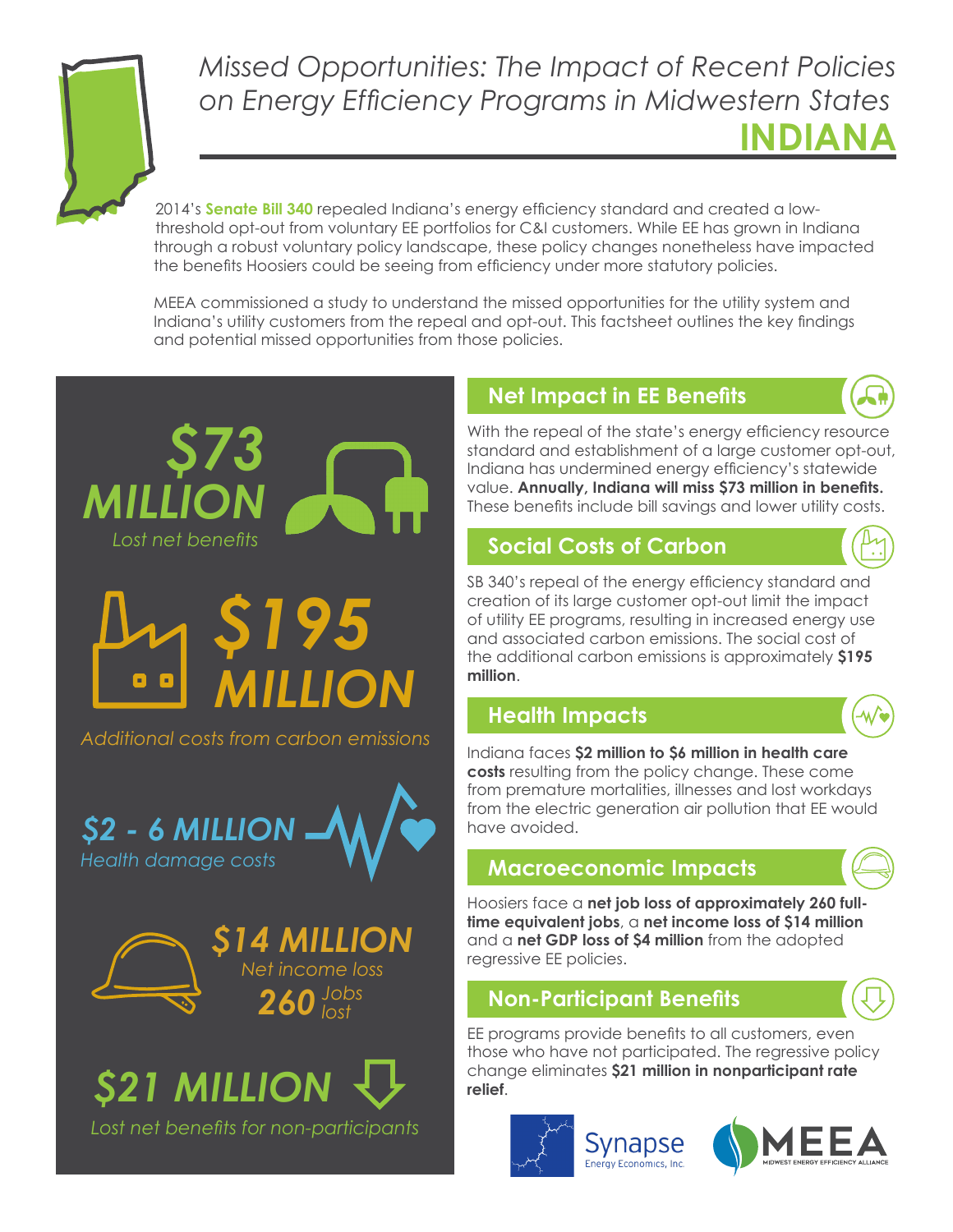# *Missed Opportunities: The Impact of Recent Policies on Energy Efficiency Programs in Midwestern States*

# INDIANA

2014's **Senate Bill 340** repealed Indiana's energy efficiency standard and created a low-threshold opt-out from voluntary EE portfolios for C&I customers. While EE has grown in Indiana through a robust voluntary policy landscape, these policy changes nonetheless have impacted the benefits Hoosiers could be seeing from efficiency under more statutory policies.

MEEA commissioned a study to understand the missed opportunities for the utility system and Indiana's utility customers from the repeal and opt-out. This factsheet outlines the key findings and potential missed opportunities from those policies.

**$73 MILLION**
*Lost net benefits*

**$195 MILLION**
*Additional costs from carbon emissions*

**$2 - 6 MILLION**
*Health damage costs*

**$14 MILLION**
*Net income loss*

**260** *Jobs lost*

**$21 MILLION**
*Lost net benefits for non-participants*

## Net Impact in EE Benefits

With the repeal of the state's energy efficiency resource standard and establishment of a large customer opt-out, Indiana has undermined energy efficiency's statewide value. **Annually, Indiana will miss $73 million in benefits.** These benefits include bill savings and lower utility costs.

## Social Costs of Carbon

SB 340's repeal of the energy efficiency standard and creation of its large customer opt-out limit the impact of utility EE programs, resulting in increased energy use and associated carbon emissions. The social cost of the additional carbon emissions is approximately **$195 million**.

## Health Impacts

Indiana faces **$2 million to $6 million in health care costs** resulting from the policy change. These come from premature mortalities, illnesses and lost workdays from the electric generation air pollution that EE would have avoided.

## Macroeconomic Impacts

Hoosiers face a **net job loss of approximately 260 full-time equivalent jobs**, a **net income loss of $14 million** and a **net GDP loss of $4 million** from the adopted regressive EE policies.

## Non-Participant Benefits

EE programs provide benefits to all customers, even those who have not participated. The regressive policy change eliminates **$21 million in nonparticipant rate relief**.

Synapse Energy Economics, Inc.

MEEA Midwest Energy Efficiency Alliance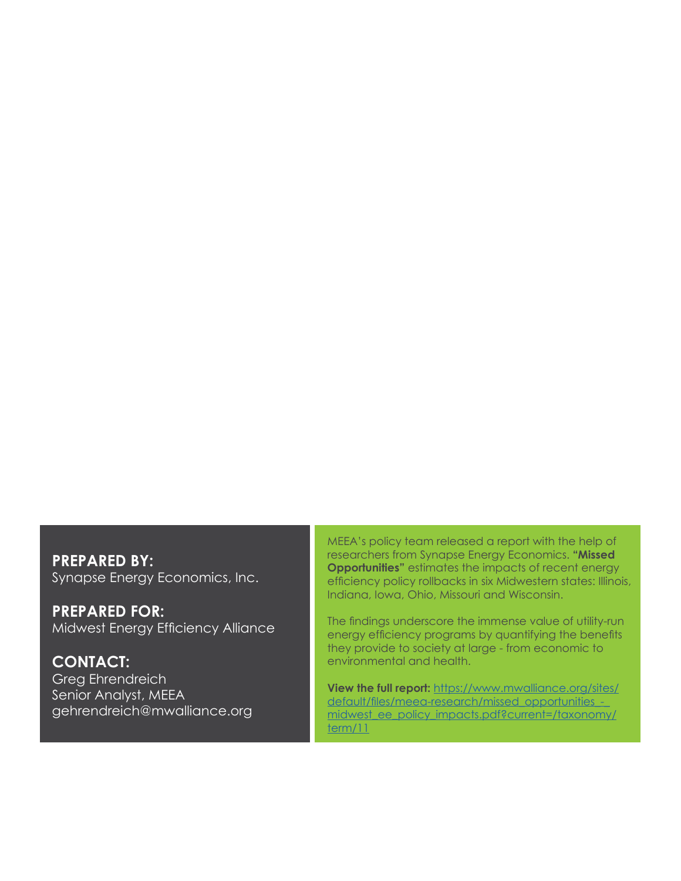**PREPARED BY:**
Synapse Energy Economics, Inc.

**PREPARED FOR:**
Midwest Energy Efficiency Alliance

**CONTACT:**
Greg Ehrendreich
Senior Analyst, MEEA
gehrendreich@mwalliance.org

MEEA's policy team released a report with the help of researchers from Synapse Energy Economics. **"Missed Opportunities"** estimates the impacts of recent energy efficiency policy rollbacks in six Midwestern states: Illinois, Indiana, Iowa, Ohio, Missouri and Wisconsin.

The findings underscore the immense value of utility-run energy efficiency programs by quantifying the benefits they provide to society at large - from economic to environmental and health.

**View the full report:** https://www.mwalliance.org/sites/default/files/meea-research/missed_opportunities_-_midwest_ee_policy_impacts.pdf?current=/taxonomy/term/11